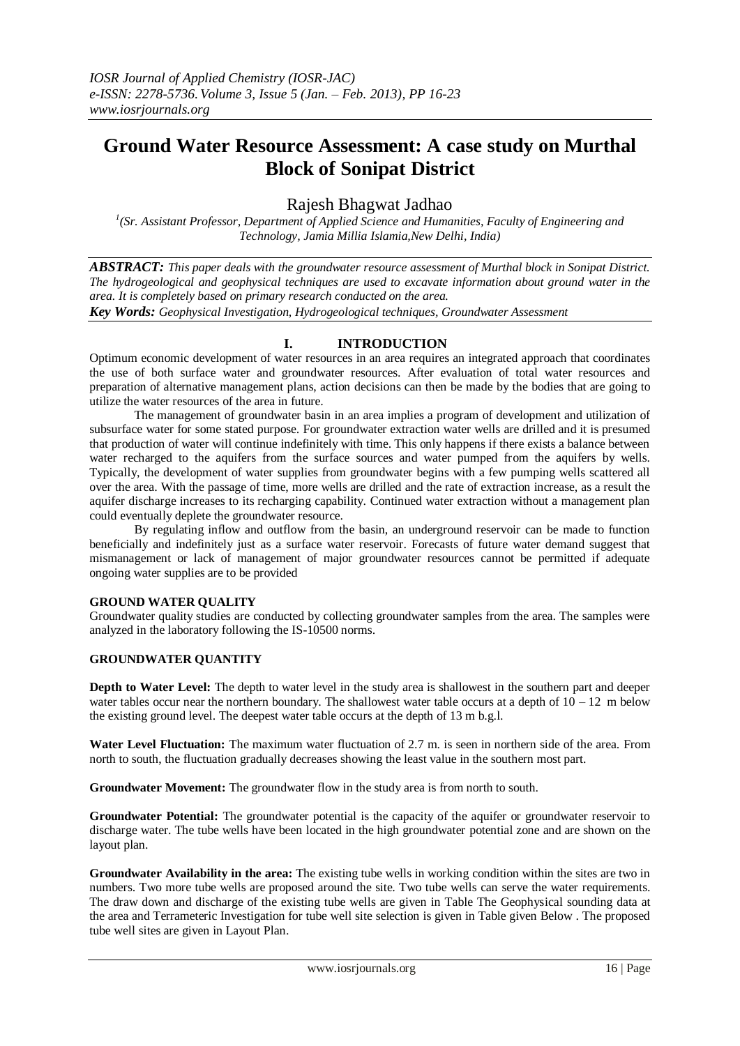# Ground Water Resource Assessment: A case study on Murthal Block of Sonipat District

Rajesh Bhagwat Jadhao

[1](Sr. Assistant Professor, Department of Applied Science and Humanities, Faculty of Engineering and Technology, Jamia Millia Islamia,New Delhi, India)

***ABSTRACT:*** *This paper deals with the groundwater resource assessment of Murthal block in Sonipat District. The hydrogeological and geophysical techniques are used to excavate information about ground water in the area. It is completely based on primary research conducted on the area.*

***Key Words:*** *Geophysical Investigation, Hydrogeological techniques, Groundwater Assessment*

## I. INTRODUCTION

Optimum economic development of water resources in an area requires an integrated approach that coordinates the use of both surface water and groundwater resources. After evaluation of total water resources and preparation of alternative management plans, action decisions can then be made by the bodies that are going to utilize the water resources of the area in future.

The management of groundwater basin in an area implies a program of development and utilization of subsurface water for some stated purpose. For groundwater extraction water wells are drilled and it is presumed that production of water will continue indefinitely with time. This only happens if there exists a balance between water recharged to the aquifers from the surface sources and water pumped from the aquifers by wells. Typically, the development of water supplies from groundwater begins with a few pumping wells scattered all over the area. With the passage of time, more wells are drilled and the rate of extraction increase, as a result the aquifer discharge increases to its recharging capability. Continued water extraction without a management plan could eventually deplete the groundwater resource.

By regulating inflow and outflow from the basin, an underground reservoir can be made to function beneficially and indefinitely just as a surface water reservoir. Forecasts of future water demand suggest that mismanagement or lack of management of major groundwater resources cannot be permitted if adequate ongoing water supplies are to be provided

### GROUND WATER QUALITY

Groundwater quality studies are conducted by collecting groundwater samples from the area. The samples were analyzed in the laboratory following the IS-10500 norms.

### GROUNDWATER QUANTITY

**Depth to Water Level:** The depth to water level in the study area is shallowest in the southern part and deeper water tables occur near the northern boundary. The shallowest water table occurs at a depth of 10 – 12 m below the existing ground level. The deepest water table occurs at the depth of 13 m b.g.l.

**Water Level Fluctuation:** The maximum water fluctuation of 2.7 m. is seen in northern side of the area. From north to south, the fluctuation gradually decreases showing the least value in the southern most part.

**Groundwater Movement:** The groundwater flow in the study area is from north to south.

**Groundwater Potential:** The groundwater potential is the capacity of the aquifer or groundwater reservoir to discharge water. The tube wells have been located in the high groundwater potential zone and are shown on the layout plan.

**Groundwater Availability in the area:** The existing tube wells in working condition within the sites are two in numbers. Two more tube wells are proposed around the site. Two tube wells can serve the water requirements. The draw down and discharge of the existing tube wells are given in Table The Geophysical sounding data at the area and Terrameteric Investigation for tube well site selection is given in Table given Below . The proposed tube well sites are given in Layout Plan.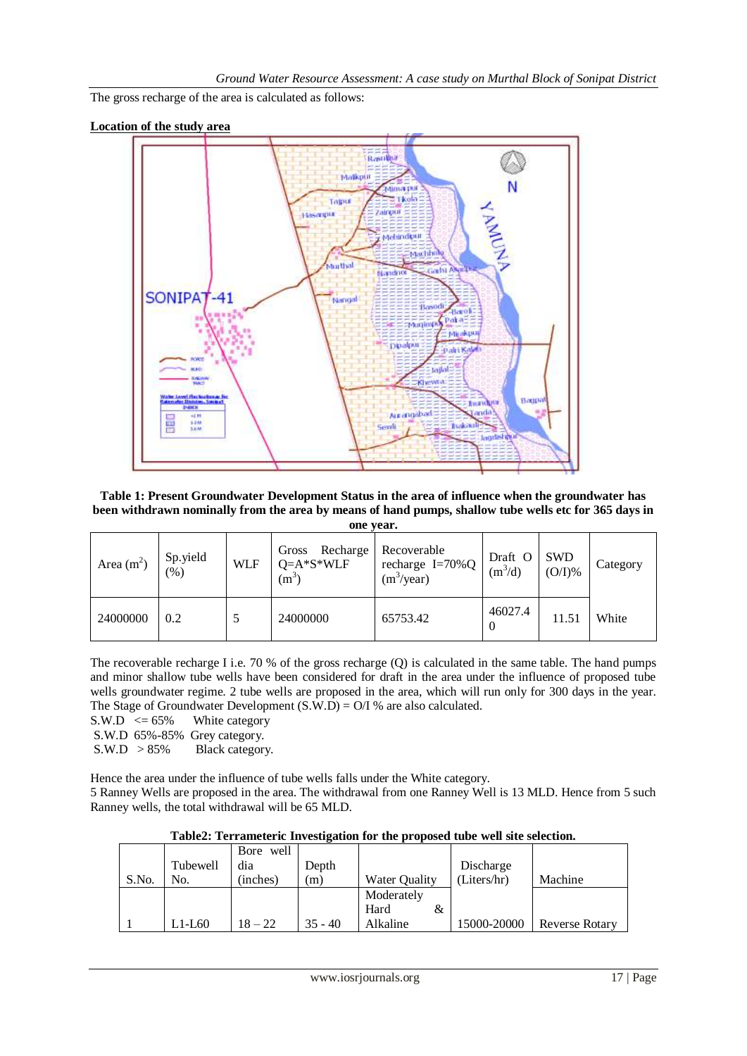The gross recharge of the area is calculated as follows:

**Location of the study area**

**Table 1: Present Groundwater Development Status in the area of influence when the groundwater has been withdrawn nominally from the area by means of hand pumps, shallow tube wells etc for 365 days in one year.**

| Area ($m^2$) | Sp.yield (%) | WLF | Gross Recharge Q=A*S*WLF ($m^3$) | Recoverable recharge I=70%Q ($m^3$/year) | Draft O ($m^3$/d) | SWD (O/I)% | Category |
|---|---|---|---|---|---|---|---|
| 24000000 | 0.2 | 5 | 24000000 | 65753.42 | 46027.40 | 11.51 | White |

The recoverable recharge I i.e. 70 % of the gross recharge (Q) is calculated in the same table. The hand pumps and minor shallow tube wells have been considered for draft in the area under the influence of proposed tube wells groundwater regime. 2 tube wells are proposed in the area, which will run only for 300 days in the year. The Stage of Groundwater Development (S.W.D) = O/I % are also calculated.

S.W.D <= 65% White category
S.W.D 65%-85% Grey category.
S.W.D > 85% Black category.

Hence the area under the influence of tube wells falls under the White category.
5 Ranney Wells are proposed in the area. The withdrawal from one Ranney Well is 13 MLD. Hence from 5 such Ranney wells, the total withdrawal will be 65 MLD.

**Table2: Terrameteric Investigation for the proposed tube well site selection.**

| S.No. | Tubewell No. | Bore well dia (inches) | Depth (m) | Water Quality | Discharge (Liters/hr) | Machine |
|---|---|---|---|---|---|---|
| 1 | L1-L60 | 18 – 22 | 35 - 40 | Moderately Hard & Alkaline | 15000-20000 | Reverse Rotary |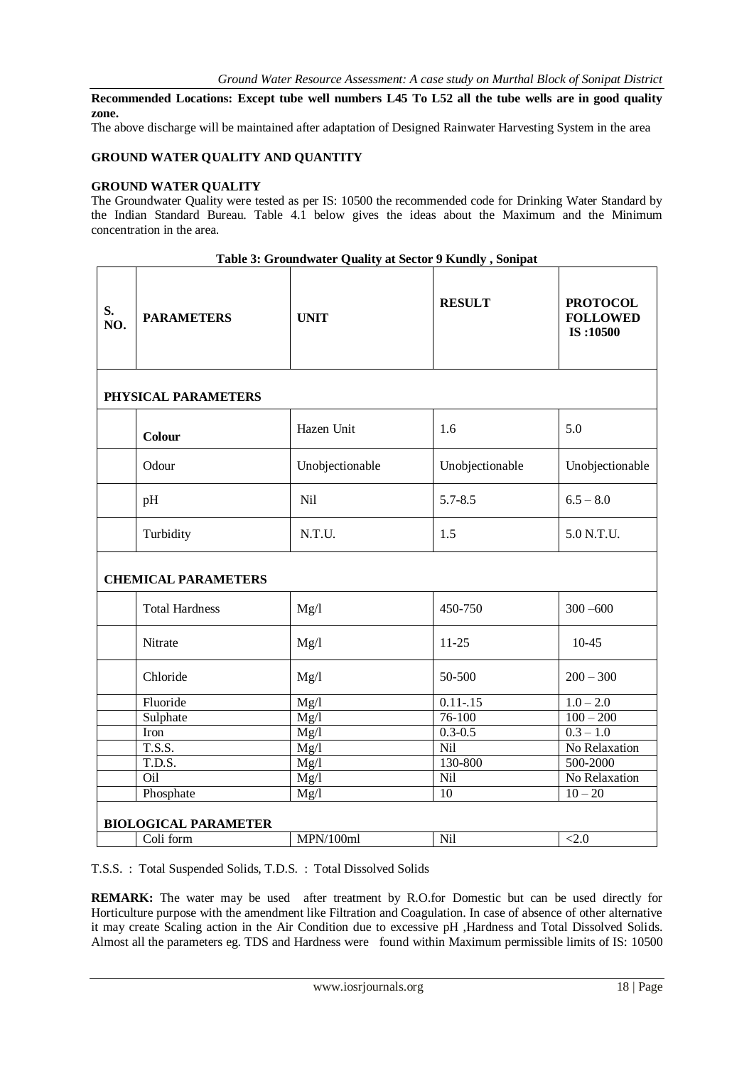**Recommended Locations: Except tube well numbers L45 To L52 all the tube wells are in good quality zone.**

The above discharge will be maintained after adaptation of Designed Rainwater Harvesting System in the area

## GROUND WATER QUALITY AND QUANTITY

### GROUND WATER QUALITY

The Groundwater Quality were tested as per IS: 10500 the recommended code for Drinking Water Standard by the Indian Standard Bureau. Table 4.1 below gives the ideas about the Maximum and the Minimum concentration in the area.

**Table 3: Groundwater Quality at Sector 9 Kundly , Sonipat**

| S. NO. | PARAMETERS | UNIT | RESULT | PROTOCOL FOLLOWED IS :10500 |
|---|---|---|---|---|
| **PHYSICAL PARAMETERS** | | | | |
| | **Colour** | Hazen Unit | 1.6 | 5.0 |
| | Odour | Unobjectionable | Unobjectionable | Unobjectionable |
| | pH | Nil | 5.7-8.5 | 6.5 – 8.0 |
| | Turbidity | N.T.U. | 1.5 | 5.0 N.T.U. |
| **CHEMICAL PARAMETERS** | | | | |
| | Total Hardness | Mg/l | 450-750 | 300 –600 |
| | Nitrate | Mg/l | 11-25 | 10-45 |
| | Chloride | Mg/l | 50-500 | 200 – 300 |
| | Fluoride | Mg/l | 0.11-.15 | 1.0 – 2.0 |
| | Sulphate | Mg/l | 76-100 | 100 – 200 |
| | Iron | Mg/l | 0.3-0.5 | 0.3 – 1.0 |
| | T.S.S. | Mg/l | Nil | No Relaxation |
| | T.D.S. | Mg/l | 130-800 | 500-2000 |
| | Oil | Mg/l | Nil | No Relaxation |
| | Phosphate | Mg/l | 10 | 10 – 20 |
| **BIOLOGICAL PARAMETER** | | | | |
| | Coli form | MPN/100ml | Nil | <2.0 |

T.S.S. : Total Suspended Solids, T.D.S. : Total Dissolved Solids

**REMARK:** The water may be used after treatment by R.O.for Domestic but can be used directly for Horticulture purpose with the amendment like Filtration and Coagulation. In case of absence of other alternative it may create Scaling action in the Air Condition due to excessive pH ,Hardness and Total Dissolved Solids. Almost all the parameters eg. TDS and Hardness were found within Maximum permissible limits of IS: 10500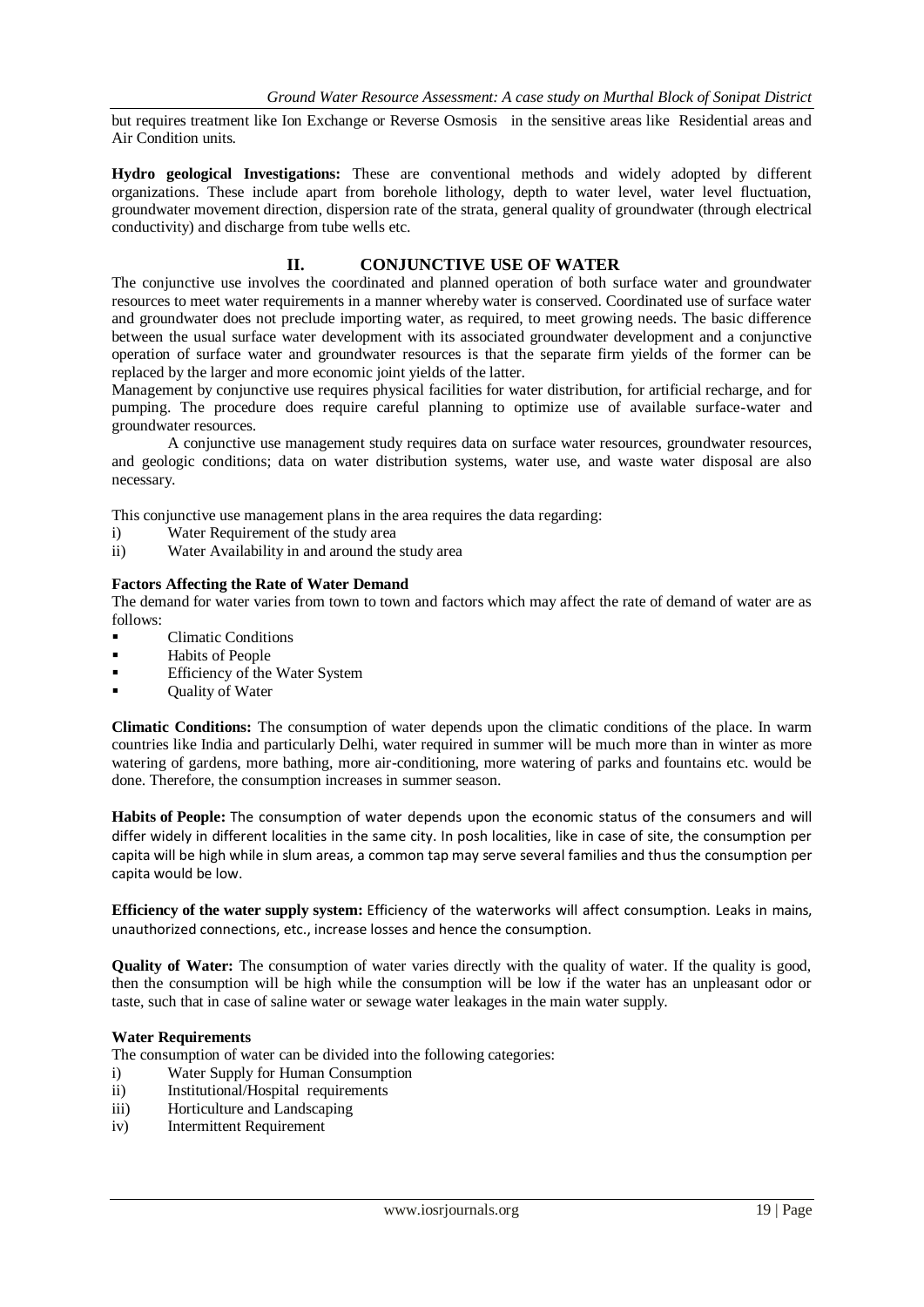but requires treatment like Ion Exchange or Reverse Osmosis in the sensitive areas like Residential areas and Air Condition units.

**Hydro geological Investigations:** These are conventional methods and widely adopted by different organizations. These include apart from borehole lithology, depth to water level, water level fluctuation, groundwater movement direction, dispersion rate of the strata, general quality of groundwater (through electrical conductivity) and discharge from tube wells etc.

## II. CONJUNCTIVE USE OF WATER

The conjunctive use involves the coordinated and planned operation of both surface water and groundwater resources to meet water requirements in a manner whereby water is conserved. Coordinated use of surface water and groundwater does not preclude importing water, as required, to meet growing needs. The basic difference between the usual surface water development with its associated groundwater development and a conjunctive operation of surface water and groundwater resources is that the separate firm yields of the former can be replaced by the larger and more economic joint yields of the latter.

Management by conjunctive use requires physical facilities for water distribution, for artificial recharge, and for pumping. The procedure does require careful planning to optimize use of available surface-water and groundwater resources.

A conjunctive use management study requires data on surface water resources, groundwater resources, and geologic conditions; data on water distribution systems, water use, and waste water disposal are also necessary.

This conjunctive use management plans in the area requires the data regarding:

i) Water Requirement of the study area
ii) Water Availability in and around the study area

**Factors Affecting the Rate of Water Demand**

The demand for water varies from town to town and factors which may affect the rate of demand of water are as follows:

- Climatic Conditions
- Habits of People
- Efficiency of the Water System
- Quality of Water

**Climatic Conditions:** The consumption of water depends upon the climatic conditions of the place. In warm countries like India and particularly Delhi, water required in summer will be much more than in winter as more watering of gardens, more bathing, more air-conditioning, more watering of parks and fountains etc. would be done. Therefore, the consumption increases in summer season.

**Habits of People:** The consumption of water depends upon the economic status of the consumers and will differ widely in different localities in the same city. In posh localities, like in case of site, the consumption per capita will be high while in slum areas, a common tap may serve several families and thus the consumption per capita would be low.

**Efficiency of the water supply system:** Efficiency of the waterworks will affect consumption. Leaks in mains, unauthorized connections, etc., increase losses and hence the consumption.

**Quality of Water:** The consumption of water varies directly with the quality of water. If the quality is good, then the consumption will be high while the consumption will be low if the water has an unpleasant odor or taste, such that in case of saline water or sewage water leakages in the main water supply.

**Water Requirements**

The consumption of water can be divided into the following categories:

i) Water Supply for Human Consumption
ii) Institutional/Hospital requirements
iii) Horticulture and Landscaping
iv) Intermittent Requirement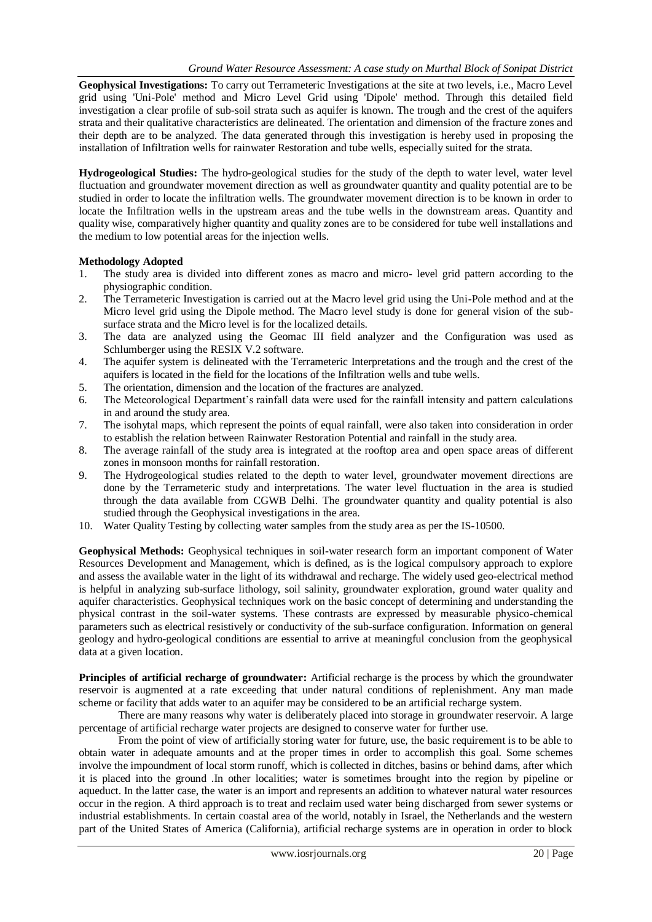**Geophysical Investigations:** To carry out Terrameteric Investigations at the site at two levels, i.e., Macro Level grid using 'Uni-Pole' method and Micro Level Grid using 'Dipole' method. Through this detailed field investigation a clear profile of sub-soil strata such as aquifer is known. The trough and the crest of the aquifers strata and their qualitative characteristics are delineated. The orientation and dimension of the fracture zones and their depth are to be analyzed. The data generated through this investigation is hereby used in proposing the installation of Infiltration wells for rainwater Restoration and tube wells, especially suited for the strata.

**Hydrogeological Studies:** The hydro-geological studies for the study of the depth to water level, water level fluctuation and groundwater movement direction as well as groundwater quantity and quality potential are to be studied in order to locate the infiltration wells. The groundwater movement direction is to be known in order to locate the Infiltration wells in the upstream areas and the tube wells in the downstream areas. Quantity and quality wise, comparatively higher quantity and quality zones are to be considered for tube well installations and the medium to low potential areas for the injection wells.

**Methodology Adopted**

1. The study area is divided into different zones as macro and micro- level grid pattern according to the physiographic condition.
2. The Terrameteric Investigation is carried out at the Macro level grid using the Uni-Pole method and at the Micro level grid using the Dipole method. The Macro level study is done for general vision of the sub-surface strata and the Micro level is for the localized details.
3. The data are analyzed using the Geomac III field analyzer and the Configuration was used as Schlumberger using the RESIX V.2 software.
4. The aquifer system is delineated with the Terrameteric Interpretations and the trough and the crest of the aquifers is located in the field for the locations of the Infiltration wells and tube wells.
5. The orientation, dimension and the location of the fractures are analyzed.
6. The Meteorological Department's rainfall data were used for the rainfall intensity and pattern calculations in and around the study area.
7. The isohytal maps, which represent the points of equal rainfall, were also taken into consideration in order to establish the relation between Rainwater Restoration Potential and rainfall in the study area.
8. The average rainfall of the study area is integrated at the rooftop area and open space areas of different zones in monsoon months for rainfall restoration.
9. The Hydrogeological studies related to the depth to water level, groundwater movement directions are done by the Terrameteric study and interpretations. The water level fluctuation in the area is studied through the data available from CGWB Delhi. The groundwater quantity and quality potential is also studied through the Geophysical investigations in the area.
10. Water Quality Testing by collecting water samples from the study area as per the IS-10500.

**Geophysical Methods:** Geophysical techniques in soil-water research form an important component of Water Resources Development and Management, which is defined, as is the logical compulsory approach to explore and assess the available water in the light of its withdrawal and recharge. The widely used geo-electrical method is helpful in analyzing sub-surface lithology, soil salinity, groundwater exploration, ground water quality and aquifer characteristics. Geophysical techniques work on the basic concept of determining and understanding the physical contrast in the soil-water systems. These contrasts are expressed by measurable physico-chemical parameters such as electrical resistively or conductivity of the sub-surface configuration. Information on general geology and hydro-geological conditions are essential to arrive at meaningful conclusion from the geophysical data at a given location.

**Principles of artificial recharge of groundwater:** Artificial recharge is the process by which the groundwater reservoir is augmented at a rate exceeding that under natural conditions of replenishment. Any man made scheme or facility that adds water to an aquifer may be considered to be an artificial recharge system.

There are many reasons why water is deliberately placed into storage in groundwater reservoir. A large percentage of artificial recharge water projects are designed to conserve water for further use.

From the point of view of artificially storing water for future, use, the basic requirement is to be able to obtain water in adequate amounts and at the proper times in order to accomplish this goal. Some schemes involve the impoundment of local storm runoff, which is collected in ditches, basins or behind dams, after which it is placed into the ground .In other localities; water is sometimes brought into the region by pipeline or aqueduct. In the latter case, the water is an import and represents an addition to whatever natural water resources occur in the region. A third approach is to treat and reclaim used water being discharged from sewer systems or industrial establishments. In certain coastal area of the world, notably in Israel, the Netherlands and the western part of the United States of America (California), artificial recharge systems are in operation in order to block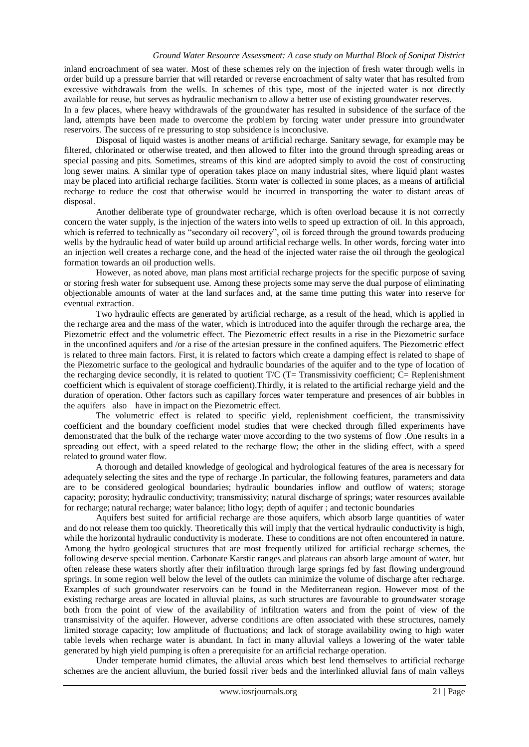inland encroachment of sea water. Most of these schemes rely on the injection of fresh water through wells in order build up a pressure barrier that will retarded or reverse encroachment of salty water that has resulted from excessive withdrawals from the wells. In schemes of this type, most of the injected water is not directly available for reuse, but serves as hydraulic mechanism to allow a better use of existing groundwater reserves.

In a few places, where heavy withdrawals of the groundwater has resulted in subsidence of the surface of the land, attempts have been made to overcome the problem by forcing water under pressure into groundwater reservoirs. The success of re pressuring to stop subsidence is inconclusive.

Disposal of liquid wastes is another means of artificial recharge. Sanitary sewage, for example may be filtered, chlorinated or otherwise treated, and then allowed to filter into the ground through spreading areas or special passing and pits. Sometimes, streams of this kind are adopted simply to avoid the cost of constructing long sewer mains. A similar type of operation takes place on many industrial sites, where liquid plant wastes may be placed into artificial recharge facilities. Storm water is collected in some places, as a means of artificial recharge to reduce the cost that otherwise would be incurred in transporting the water to distant areas of disposal.

Another deliberate type of groundwater recharge, which is often overload because it is not correctly concern the water supply, is the injection of the waters into wells to speed up extraction of oil. In this approach, which is referred to technically as "secondary oil recovery", oil is forced through the ground towards producing wells by the hydraulic head of water build up around artificial recharge wells. In other words, forcing water into an injection well creates a recharge cone, and the head of the injected water raise the oil through the geological formation towards an oil production wells.

However, as noted above, man plans most artificial recharge projects for the specific purpose of saving or storing fresh water for subsequent use. Among these projects some may serve the dual purpose of eliminating objectionable amounts of water at the land surfaces and, at the same time putting this water into reserve for eventual extraction.

Two hydraulic effects are generated by artificial recharge, as a result of the head, which is applied in the recharge area and the mass of the water, which is introduced into the aquifer through the recharge area, the Piezometric effect and the volumetric effect. The Piezometric effect results in a rise in the Piezometric surface in the unconfined aquifers and /or a rise of the artesian pressure in the confined aquifers. The Piezometric effect is related to three main factors. First, it is related to factors which create a damping effect is related to shape of the Piezometric surface to the geological and hydraulic boundaries of the aquifer and to the type of location of the recharging device secondly, it is related to quotient T/C (T= Transmissivity coefficient; C= Replenishment coefficient which is equivalent of storage coefficient).Thirdly, it is related to the artificial recharge yield and the duration of operation. Other factors such as capillary forces water temperature and presences of air bubbles in the aquifers also have in impact on the Piezometric effect.

The volumetric effect is related to specific yield, replenishment coefficient, the transmissivity coefficient and the boundary coefficient model studies that were checked through filled experiments have demonstrated that the bulk of the recharge water move according to the two systems of flow .One results in a spreading out effect, with a speed related to the recharge flow; the other in the sliding effect, with a speed related to ground water flow.

A thorough and detailed knowledge of geological and hydrological features of the area is necessary for adequately selecting the sites and the type of recharge .In particular, the following features, parameters and data are to be considered geological boundaries; hydraulic boundaries inflow and outflow of waters; storage capacity; porosity; hydraulic conductivity; transmissivity; natural discharge of springs; water resources available for recharge; natural recharge; water balance; litho logy; depth of aquifer ; and tectonic boundaries

Aquifers best suited for artificial recharge are those aquifers, which absorb large quantities of water and do not release them too quickly. Theoretically this will imply that the vertical hydraulic conductivity is high, while the horizontal hydraulic conductivity is moderate. These to conditions are not often encountered in nature. Among the hydro geological structures that are most frequently utilized for artificial recharge schemes, the following deserve special mention. Carbonate Karstic ranges and plateaus can absorb large amount of water, but often release these waters shortly after their infiltration through large springs fed by fast flowing underground springs. In some region well below the level of the outlets can minimize the volume of discharge after recharge. Examples of such groundwater reservoirs can be found in the Mediterranean region. However most of the existing recharge areas are located in alluvial plains, as such structures are favourable to groundwater storage both from the point of view of the availability of infiltration waters and from the point of view of the transmissivity of the aquifer. However, adverse conditions are often associated with these structures, namely limited storage capacity; low amplitude of fluctuations; and lack of storage availability owing to high water table levels when recharge water is abundant. In fact in many alluvial valleys a lowering of the water table generated by high yield pumping is often a prerequisite for an artificial recharge operation.

Under temperate humid climates, the alluvial areas which best lend themselves to artificial recharge schemes are the ancient alluvium, the buried fossil river beds and the interlinked alluvial fans of main valleys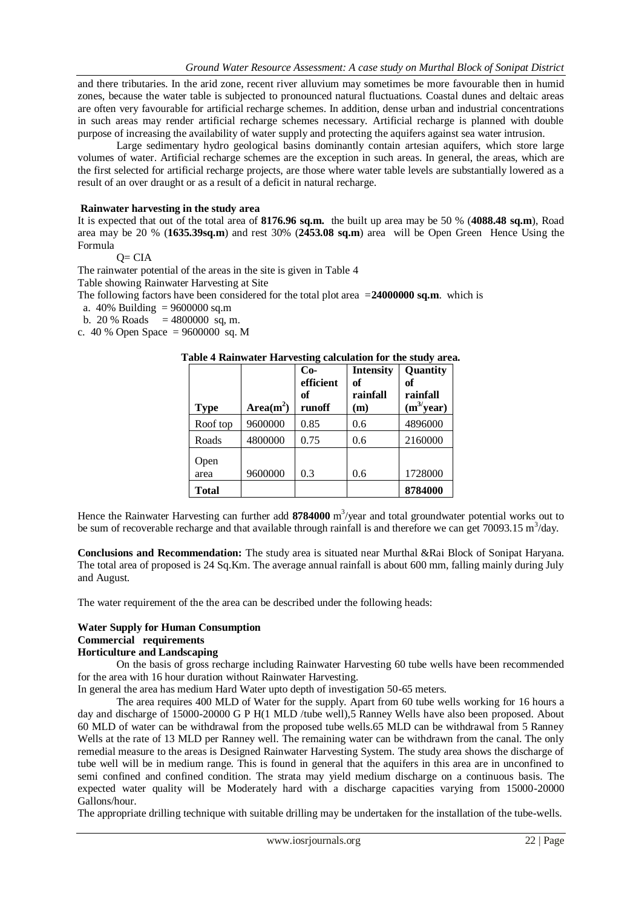and there tributaries. In the arid zone, recent river alluvium may sometimes be more favourable then in humid zones, because the water table is subjected to pronounced natural fluctuations. Coastal dunes and deltaic areas are often very favourable for artificial recharge schemes. In addition, dense urban and industrial concentrations in such areas may render artificial recharge schemes necessary. Artificial recharge is planned with double purpose of increasing the availability of water supply and protecting the aquifers against sea water intrusion.

Large sedimentary hydro geological basins dominantly contain artesian aquifers, which store large volumes of water. Artificial recharge schemes are the exception in such areas. In general, the areas, which are the first selected for artificial recharge projects, are those where water table levels are substantially lowered as a result of an over draught or as a result of a deficit in natural recharge.

**Rainwater harvesting in the study area**

It is expected that out of the total area of **8176.96 sq.m.** the built up area may be 50 % (**4088.48 sq.m**), Road area may be 20 % (**1635.39sq.m**) and rest 30% (**2453.08 sq.m**) area will be Open Green Hence Using the Formula

Q= CIA

The rainwater potential of the areas in the site is given in Table 4

Table showing Rainwater Harvesting at Site

The following factors have been considered for the total plot area =**24000000 sq.m**. which is

a. 40% Building = 9600000 sq.m

b. 20 % Roads = 4800000 sq, m.

c. 40 % Open Space = 9600000 sq. M

**Table 4 Rainwater Harvesting calculation for the study area.**

| **Type** | **Area($m^2$)** | **Co-efficient of runoff** | **Intensity of rainfall (m)** | **Quantity of rainfall ($m^3$/year)** |
|---|---|---|---|---|
| Roof top | 9600000 | 0.85 | 0.6 | 4896000 |
| Roads | 4800000 | 0.75 | 0.6 | 2160000 |
| Open area | 9600000 | 0.3 | 0.6 | 1728000 |
| **Total** | | | | **8784000** |

Hence the Rainwater Harvesting can further add **8784000** $m^3$/year and total groundwater potential works out to be sum of recoverable recharge and that available through rainfall is and therefore we can get 70093.15 $m^3$/day.

**Conclusions and Recommendation:** The study area is situated near Murthal &Rai Block of Sonipat Haryana. The total area of proposed is 24 Sq.Km. The average annual rainfall is about 600 mm, falling mainly during July and August.

The water requirement of the the area can be described under the following heads:

**Water Supply for Human Consumption**
**Commercial requirements**
**Horticulture and Landscaping**

On the basis of gross recharge including Rainwater Harvesting 60 tube wells have been recommended for the area with 16 hour duration without Rainwater Harvesting.

In general the area has medium Hard Water upto depth of investigation 50-65 meters.

The area requires 400 MLD of Water for the supply. Apart from 60 tube wells working for 16 hours a day and discharge of 15000-20000 G P H(1 MLD /tube well),5 Ranney Wells have also been proposed. About 60 MLD of water can be withdrawal from the proposed tube wells.65 MLD can be withdrawal from 5 Ranney Wells at the rate of 13 MLD per Ranney well. The remaining water can be withdrawn from the canal. The only remedial measure to the areas is Designed Rainwater Harvesting System. The study area shows the discharge of tube well will be in medium range. This is found in general that the aquifers in this area are in unconfined to semi confined and confined condition. The strata may yield medium discharge on a continuous basis. The expected water quality will be Moderately hard with a discharge capacities varying from 15000-20000 Gallons/hour.

The appropriate drilling technique with suitable drilling may be undertaken for the installation of the tube-wells.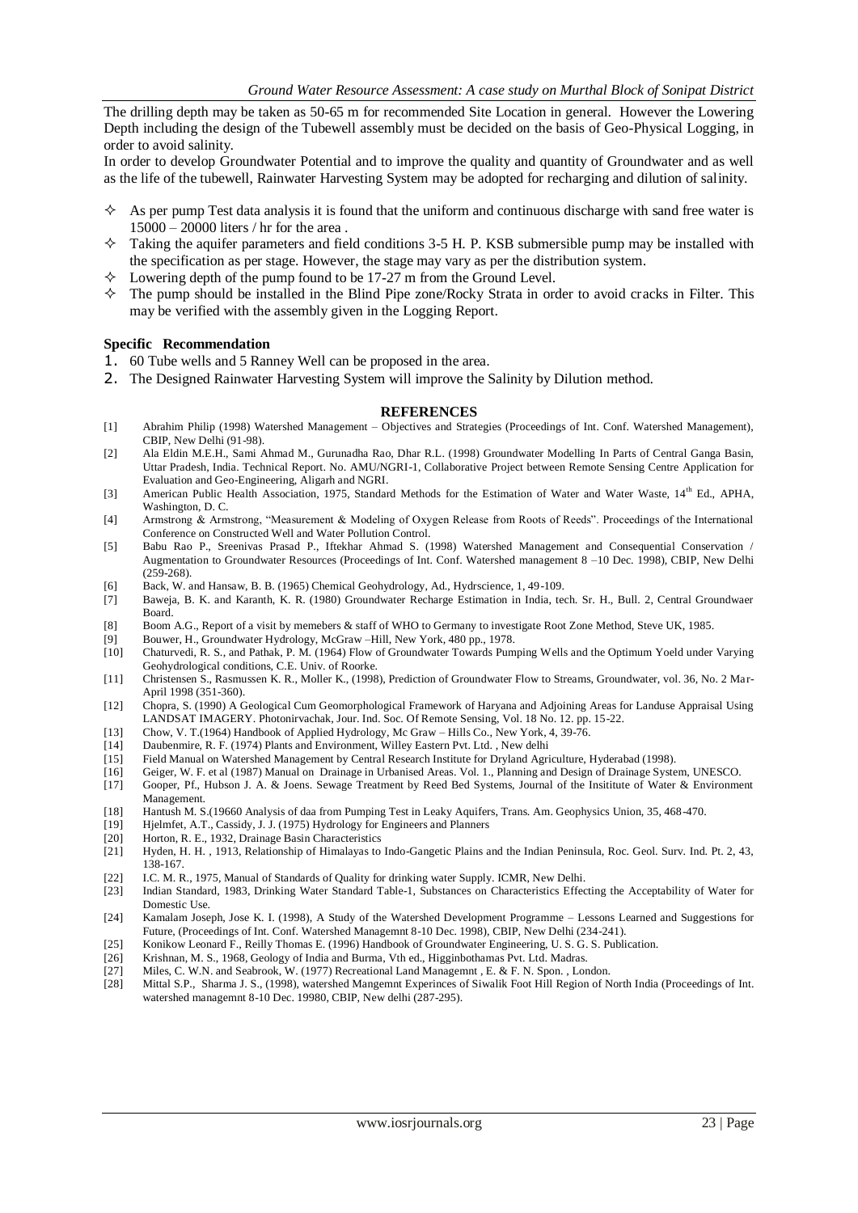The drilling depth may be taken as 50-65 m for recommended Site Location in general. However the Lowering Depth including the design of the Tubewell assembly must be decided on the basis of Geo-Physical Logging, in order to avoid salinity.

In order to develop Groundwater Potential and to improve the quality and quantity of Groundwater and as well as the life of the tubewell, Rainwater Harvesting System may be adopted for recharging and dilution of salinity.

- As per pump Test data analysis it is found that the uniform and continuous discharge with sand free water is 15000 – 20000 liters / hr for the area .
- Taking the aquifer parameters and field conditions 3-5 H. P. KSB submersible pump may be installed with the specification as per stage. However, the stage may vary as per the distribution system.
- Lowering depth of the pump found to be 17-27 m from the Ground Level.
- The pump should be installed in the Blind Pipe zone/Rocky Strata in order to avoid cracks in Filter. This may be verified with the assembly given in the Logging Report.

### Specific Recommendation

1. 60 Tube wells and 5 Ranney Well can be proposed in the area.
2. The Designed Rainwater Harvesting System will improve the Salinity by Dilution method.

## REFERENCES

[1] Abrahim Philip (1998) Watershed Management – Objectives and Strategies (Proceedings of Int. Conf. Watershed Management), CBIP, New Delhi (91-98).

[2] Ala Eldin M.E.H., Sami Ahmad M., Gurunadha Rao, Dhar R.L. (1998) Groundwater Modelling In Parts of Central Ganga Basin, Uttar Pradesh, India. Technical Report. No. AMU/NGRI-1, Collaborative Project between Remote Sensing Centre Application for Evaluation and Geo-Engineering, Aligarh and NGRI.

[3] American Public Health Association, 1975, Standard Methods for the Estimation of Water and Water Waste, 14th Ed., APHA, Washington, D. C.

[4] Armstrong & Armstrong, "Measurement & Modeling of Oxygen Release from Roots of Reeds". Proceedings of the International Conference on Constructed Well and Water Pollution Control.

[5] Babu Rao P., Sreenivas Prasad P., Iftekhar Ahmad S. (1998) Watershed Management and Consequential Conservation / Augmentation to Groundwater Resources (Proceedings of Int. Conf. Watershed management 8 –10 Dec. 1998), CBIP, New Delhi (259-268).

[6] Back, W. and Hansaw, B. B. (1965) Chemical Geohydrology, Ad., Hydrscience, 1, 49-109.

[7] Baweja, B. K. and Karanth, K. R. (1980) Groundwater Recharge Estimation in India, tech. Sr. H., Bull. 2, Central Groundwaer Board.

[8] Boom A.G., Report of a visit by memebers & staff of WHO to Germany to investigate Root Zone Method, Steve UK, 1985.

[9] Bouwer, H., Groundwater Hydrology, McGraw –Hill, New York, 480 pp., 1978.

[10] Chaturvedi, R. S., and Pathak, P. M. (1964) Flow of Groundwater Towards Pumping Wells and the Optimum Yoeld under Varying Geohydrological conditions, C.E. Univ. of Roorke.

[11] Christensen S., Rasmussen K. R., Moller K., (1998), Prediction of Groundwater Flow to Streams, Groundwater, vol. 36, No. 2 Mar-April 1998 (351-360).

[12] Chopra, S. (1990) A Geological Cum Geomorphological Framework of Haryana and Adjoining Areas for Landuse Appraisal Using LANDSAT IMAGERY. Photonirvachak, Jour. Ind. Soc. Of Remote Sensing, Vol. 18 No. 12. pp. 15-22.

[13] Chow, V. T.(1964) Handbook of Applied Hydrology, Mc Graw – Hills Co., New York, 4, 39-76.

[14] Daubenmire, R. F. (1974) Plants and Environment, Willey Eastern Pvt. Ltd. , New delhi

[15] Field Manual on Watershed Management by Central Research Institute for Dryland Agriculture, Hyderabad (1998).

[16] Geiger, W. F. et al (1987) Manual on Drainage in Urbanised Areas. Vol. 1., Planning and Design of Drainage System, UNESCO.

[17] Gooper, Pf., Hubson J. A. & Joens. Sewage Treatment by Reed Bed Systems, Journal of the Insititute of Water & Environment Management.

[18] Hantush M. S.(19660 Analysis of daa from Pumping Test in Leaky Aquifers, Trans. Am. Geophysics Union, 35, 468-470.

[19] Hjelmfet, A.T., Cassidy, J. J. (1975) Hydrology for Engineers and Planners

[20] Horton, R. E., 1932, Drainage Basin Characteristics

[21] Hyden, H. H. , 1913, Relationship of Himalayas to Indo-Gangetic Plains and the Indian Peninsula, Roc. Geol. Surv. Ind. Pt. 2, 43, 138-167.

[22] I.C. M. R., 1975, Manual of Standards of Quality for drinking water Supply. ICMR, New Delhi.

[23] Indian Standard, 1983, Drinking Water Standard Table-1, Substances on Characteristics Effecting the Acceptability of Water for Domestic Use.

[24] Kamalam Joseph, Jose K. I. (1998), A Study of the Watershed Development Programme – Lessons Learned and Suggestions for Future, (Proceedings of Int. Conf. Watershed Managemnt 8-10 Dec. 1998), CBIP, New Delhi (234-241).

[25] Konikow Leonard F., Reilly Thomas E. (1996) Handbook of Groundwater Engineering, U. S. G. S. Publication.

[26] Krishnan, M. S., 1968, Geology of India and Burma, Vth ed., Higginbothamas Pvt. Ltd. Madras.

[27] Miles, C. W.N. and Seabrook, W. (1977) Recreational Land Managemnt , E. & F. N. Spon. , London.

[28] Mittal S.P., Sharma J. S., (1998), watershed Mangemnt Experinces of Siwalik Foot Hill Region of North India (Proceedings of Int. watershed managemnt 8-10 Dec. 19980, CBIP, New delhi (287-295).